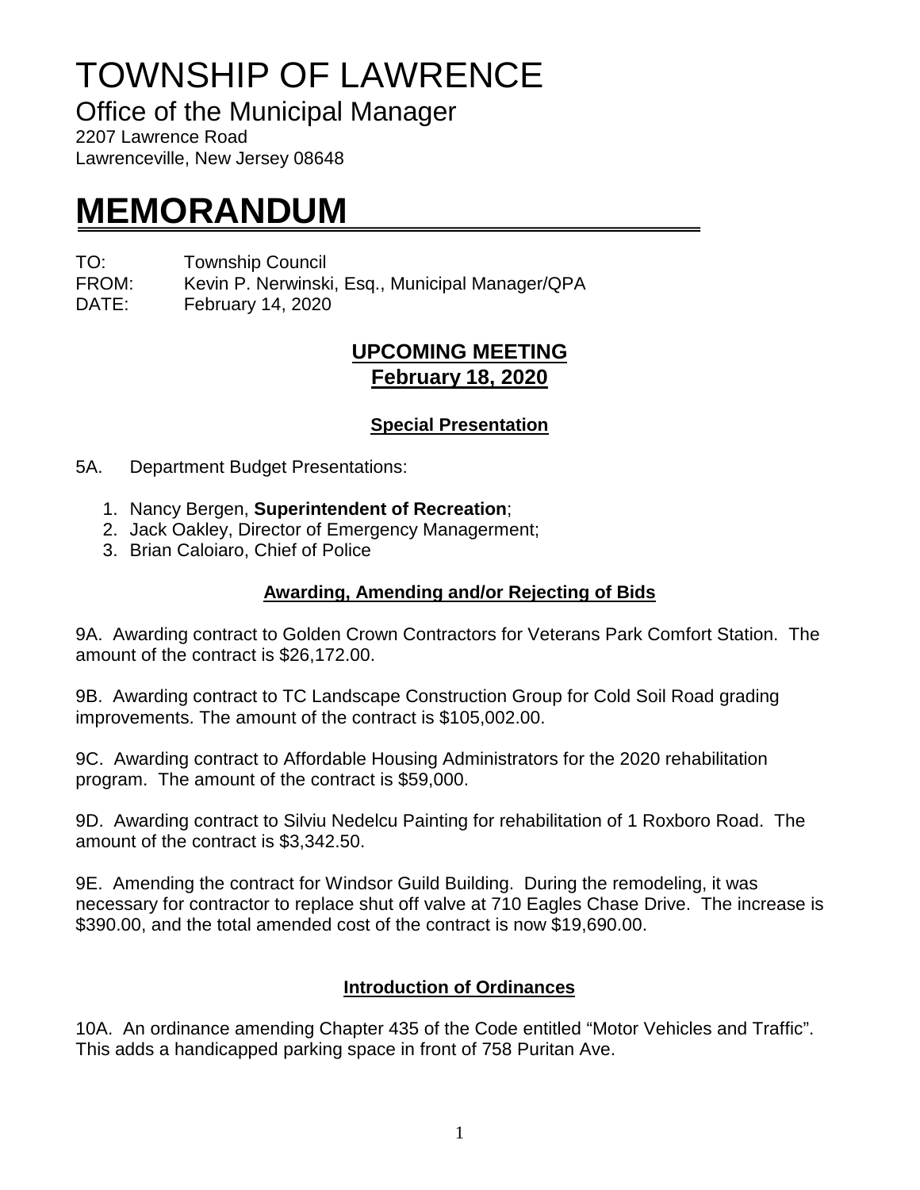# TOWNSHIP OF LAWRENCE

## Office of the Municipal Manager

2207 Lawrence Road
Lawrenceville, New Jersey 08648

# MEMORANDUM

TO: Township Council
FROM: Kevin P. Nerwinski, Esq., Municipal Manager/QPA
DATE: February 14, 2020

## UPCOMING MEETING
## February 18, 2020

### Special Presentation

5A. Department Budget Presentations:

1. Nancy Bergen, **Superintendent of Recreation**;
2. Jack Oakley, Director of Emergency Managerment;
3. Brian Caloiaro, Chief of Police

### Awarding, Amending and/or Rejecting of Bids

9A. Awarding contract to Golden Crown Contractors for Veterans Park Comfort Station. The amount of the contract is $26,172.00.

9B. Awarding contract to TC Landscape Construction Group for Cold Soil Road grading improvements. The amount of the contract is $105,002.00.

9C. Awarding contract to Affordable Housing Administrators for the 2020 rehabilitation program. The amount of the contract is $59,000.

9D. Awarding contract to Silviu Nedelcu Painting for rehabilitation of 1 Roxboro Road. The amount of the contract is $3,342.50.

9E. Amending the contract for Windsor Guild Building. During the remodeling, it was necessary for contractor to replace shut off valve at 710 Eagles Chase Drive. The increase is $390.00, and the total amended cost of the contract is now $19,690.00.

### Introduction of Ordinances

10A. An ordinance amending Chapter 435 of the Code entitled “Motor Vehicles and Traffic”. This adds a handicapped parking space in front of 758 Puritan Ave.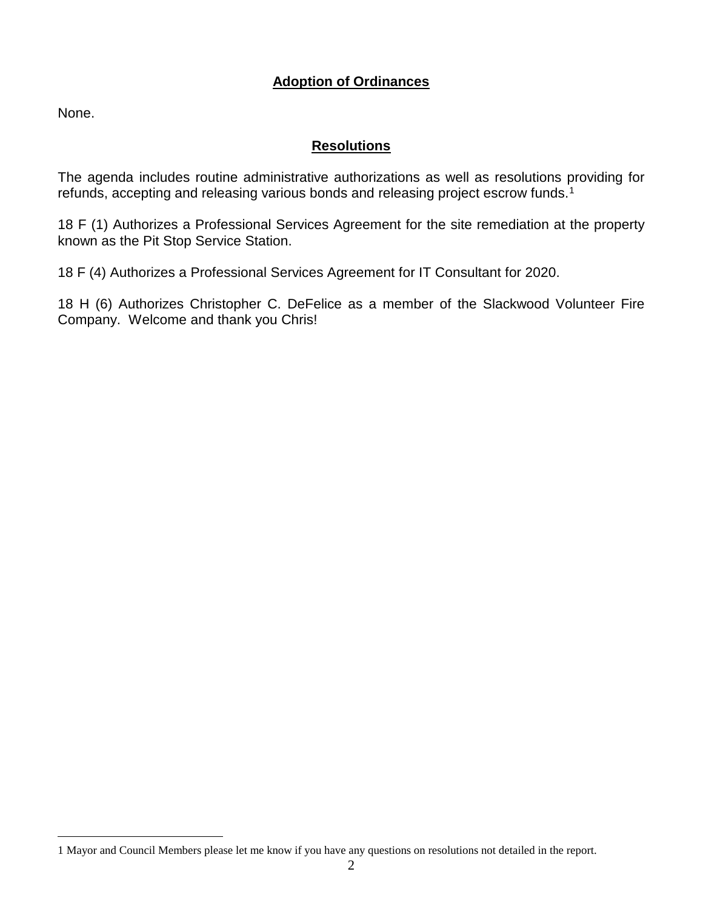## Adoption of Ordinances

None.

## Resolutions

The agenda includes routine administrative authorizations as well as resolutions providing for refunds, accepting and releasing various bonds and releasing project escrow funds.[1]

18 F (1) Authorizes a Professional Services Agreement for the site remediation at the property known as the Pit Stop Service Station.

18 F (4) Authorizes a Professional Services Agreement for IT Consultant for 2020.

18 H (6) Authorizes Christopher C. DeFelice as a member of the Slackwood Volunteer Fire Company. Welcome and thank you Chris!

---

1 Mayor and Council Members please let me know if you have any questions on resolutions not detailed in the report.